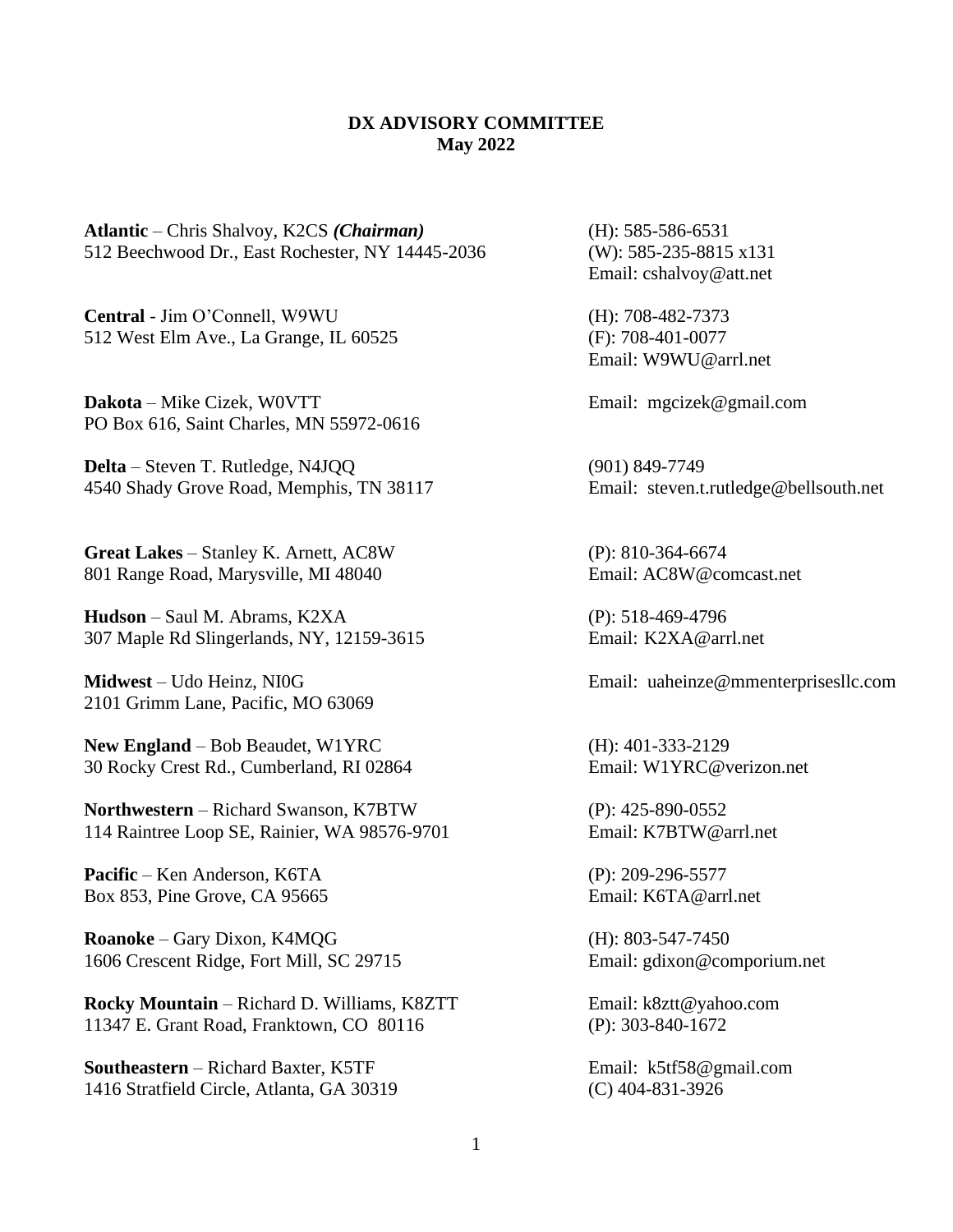**DX ADVISORY COMMITTEE**
**May 2022**

**Atlantic** – Chris Shalvoy, K2CS ***(Chairman)***
512 Beechwood Dr., East Rochester, NY 14445-2036
(H): 585-586-6531
(W): 585-235-8815 x131
Email: cshalvoy@att.net

**Central** - Jim O'Connell, W9WU
512 West Elm Ave., La Grange, IL 60525
(H): 708-482-7373
(F): 708-401-0077
Email: W9WU@arrl.net

**Dakota** – Mike Cizek, W0VTT
PO Box 616, Saint Charles, MN 55972-0616
Email: mgcizek@gmail.com

**Delta** – Steven T. Rutledge, N4JQQ
4540 Shady Grove Road, Memphis, TN 38117
(901) 849-7749
Email: steven.t.rutledge@bellsouth.net

**Great Lakes** – Stanley K. Arnett, AC8W
801 Range Road, Marysville, MI 48040
(P): 810-364-6674
Email: AC8W@comcast.net

**Hudson** – Saul M. Abrams, K2XA
307 Maple Rd Slingerlands, NY, 12159-3615
(P): 518-469-4796
Email: K2XA@arrl.net

**Midwest** – Udo Heinz, NI0G
2101 Grimm Lane, Pacific, MO 63069
Email: uaheinze@mmenterprisesllc.com

**New England** – Bob Beaudet, W1YRC
30 Rocky Crest Rd., Cumberland, RI 02864
(H): 401-333-2129
Email: W1YRC@verizon.net

**Northwestern** – Richard Swanson, K7BTW
114 Raintree Loop SE, Rainier, WA 98576-9701
(P): 425-890-0552
Email: K7BTW@arrl.net

**Pacific** – Ken Anderson, K6TA
Box 853, Pine Grove, CA 95665
(P): 209-296-5577
Email: K6TA@arrl.net

**Roanoke** – Gary Dixon, K4MQG
1606 Crescent Ridge, Fort Mill, SC 29715
(H): 803-547-7450
Email: gdixon@comporium.net

**Rocky Mountain** – Richard D. Williams, K8ZTT
11347 E. Grant Road, Franktown, CO 80116
Email: k8ztt@yahoo.com
(P): 303-840-1672

**Southeastern** – Richard Baxter, K5TF
1416 Stratfield Circle, Atlanta, GA 30319
Email: k5tf58@gmail.com
(C) 404-831-3926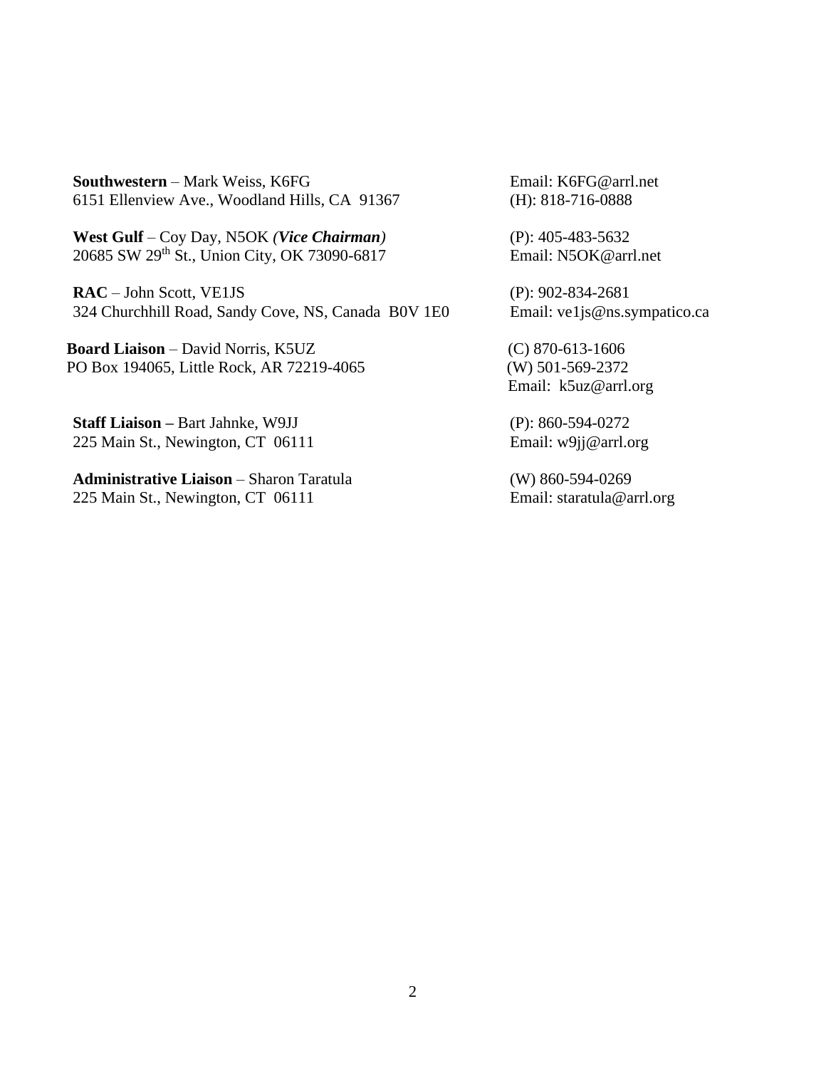**Southwestern** – Mark Weiss, K6FG
6151 Ellenview Ave., Woodland Hills, CA 91367
Email: K6FG@arrl.net
(H): 818-716-0888

**West Gulf** – Coy Day, N5OK *(**Vice Chairman**)*
20685 SW 29th St., Union City, OK 73090-6817
(P): 405-483-5632
Email: N5OK@arrl.net

**RAC** – John Scott, VE1JS
324 Churchhill Road, Sandy Cove, NS, Canada B0V 1E0
(P): 902-834-2681
Email: ve1js@ns.sympatico.ca

**Board Liaison** – David Norris, K5UZ
PO Box 194065, Little Rock, AR 72219-4065
(C) 870-613-1606
(W) 501-569-2372
Email: k5uz@arrl.org

**Staff Liaison –** Bart Jahnke, W9JJ
225 Main St., Newington, CT 06111
(P): 860-594-0272
Email: w9jj@arrl.org

**Administrative Liaison** – Sharon Taratula
225 Main St., Newington, CT 06111
(W) 860-594-0269
Email: staratula@arrl.org